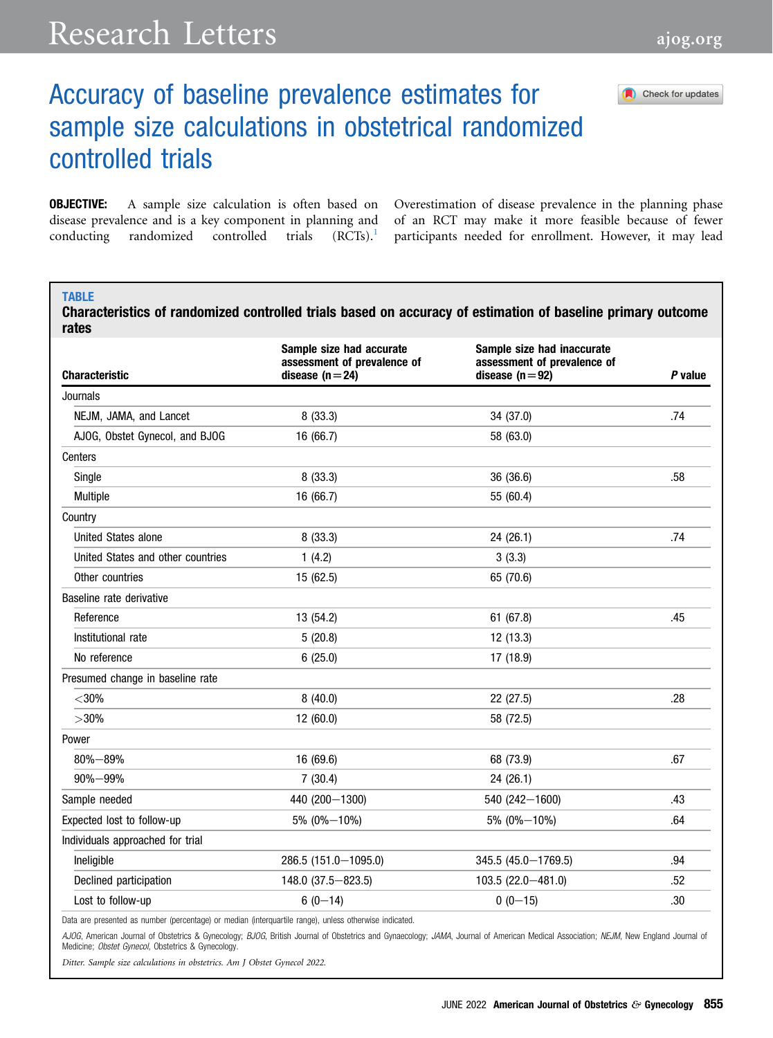# Accuracy of baseline prevalence estimates for sample size calculations in obstetrical randomized controlled trials

**OBJECTIVE:** A sample size calculation is often based on disease prevalence and is a key component in planning and conducting randomized controlled trials (RCTs).[1] Overestimation of disease prevalence in the planning phase of an RCT may make it more feasible because of fewer participants needed for enrollment. However, it may lead

**TABLE**

**Characteristics of randomized controlled trials based on accuracy of estimation of baseline primary outcome rates**

| Characteristic | Sample size had accurate assessment of prevalence of disease (n=24) | Sample size had inaccurate assessment of prevalence of disease (n=92) | *P* value |
|---|---|---|---|
| Journals | | | |
| NEJM, JAMA, and Lancet | 8 (33.3) | 34 (37.0) | .74 |
| AJOG, Obstet Gynecol, and BJOG | 16 (66.7) | 58 (63.0) | |
| Centers | | | |
| Single | 8 (33.3) | 36 (36.6) | .58 |
| Multiple | 16 (66.7) | 55 (60.4) | |
| Country | | | |
| United States alone | 8 (33.3) | 24 (26.1) | .74 |
| United States and other countries | 1 (4.2) | 3 (3.3) | |
| Other countries | 15 (62.5) | 65 (70.6) | |
| Baseline rate derivative | | | |
| Reference | 13 (54.2) | 61 (67.8) | .45 |
| Institutional rate | 5 (20.8) | 12 (13.3) | |
| No reference | 6 (25.0) | 17 (18.9) | |
| Presumed change in baseline rate | | | |
| <30% | 8 (40.0) | 22 (27.5) | .28 |
| >30% | 12 (60.0) | 58 (72.5) | |
| Power | | | |
| 80%–89% | 16 (69.6) | 68 (73.9) | .67 |
| 90%–99% | 7 (30.4) | 24 (26.1) | |
| Sample needed | 440 (200–1300) | 540 (242–1600) | .43 |
| Expected lost to follow-up | 5% (0%–10%) | 5% (0%–10%) | .64 |
| Individuals approached for trial | | | |
| Ineligible | 286.5 (151.0–1095.0) | 345.5 (45.0–1769.5) | .94 |
| Declined participation | 148.0 (37.5–823.5) | 103.5 (22.0–481.0) | .52 |
| Lost to follow-up | 6 (0–14) | 0 (0–15) | .30 |

Data are presented as number (percentage) or median (interquartile range), unless otherwise indicated.

*AJOG*, American Journal of Obstetrics & Gynecology; *BJOG*, British Journal of Obstetrics and Gynaecology; *JAMA*, Journal of American Medical Association; *NEJM*, New England Journal of Medicine; *Obstet Gynecol*, Obstetrics & Gynecology.

*Ditter. Sample size calculations in obstetrics. Am J Obstet Gynecol 2022.*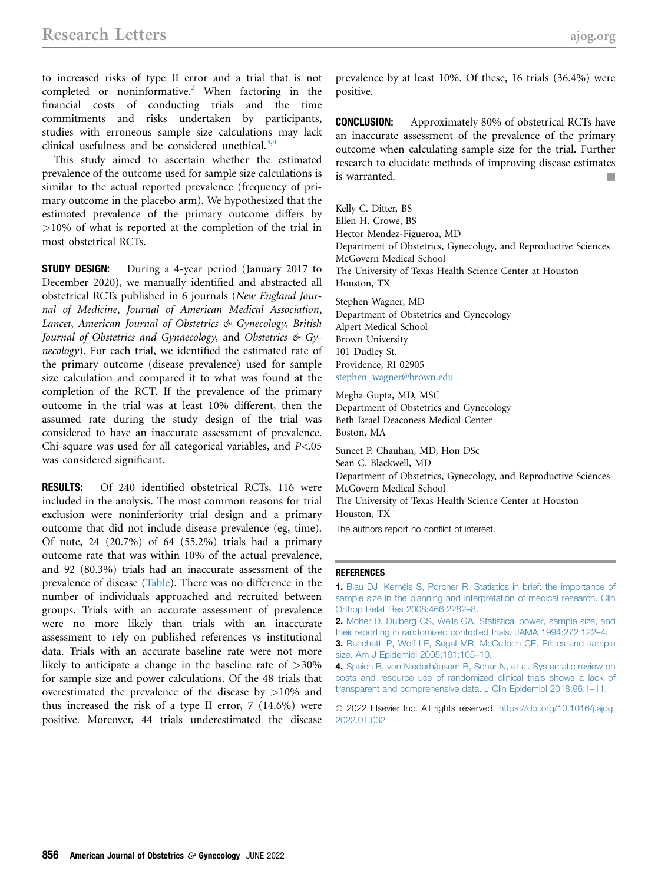to increased risks of type II error and a trial that is not completed or noninformative.[2] When factoring in the financial costs of conducting trials and the time commitments and risks undertaken by participants, studies with erroneous sample size calculations may lack clinical usefulness and be considered unethical.[3,4]

This study aimed to ascertain whether the estimated prevalence of the outcome used for sample size calculations is similar to the actual reported prevalence (frequency of primary outcome in the placebo arm). We hypothesized that the estimated prevalence of the primary outcome differs by >10% of what is reported at the completion of the trial in most obstetrical RCTs.

**STUDY DESIGN:** During a 4-year period (January 2017 to December 2020), we manually identified and abstracted all obstetrical RCTs published in 6 journals (*New England Journal of Medicine*, *Journal of American Medical Association*, *Lancet*, *American Journal of Obstetrics & Gynecology*, *British Journal of Obstetrics and Gynaecology*, and *Obstetrics & Gynecology*). For each trial, we identified the estimated rate of the primary outcome (disease prevalence) used for sample size calculation and compared it to what was found at the completion of the RCT. If the prevalence of the primary outcome in the trial was at least 10% different, then the assumed rate during the study design of the trial was considered to have an inaccurate assessment of prevalence. Chi-square was used for all categorical variables, and $P<.05$ was considered significant.

**RESULTS:** Of 240 identified obstetrical RCTs, 116 were included in the analysis. The most common reasons for trial exclusion were noninferiority trial design and a primary outcome that did not include disease prevalence (eg, time). Of note, 24 (20.7%) of 64 (55.2%) trials had a primary outcome rate that was within 10% of the actual prevalence, and 92 (80.3%) trials had an inaccurate assessment of the prevalence of disease (Table). There was no difference in the number of individuals approached and recruited between groups. Trials with an accurate assessment of prevalence were no more likely than trials with an inaccurate assessment to rely on published references vs institutional data. Trials with an accurate baseline rate were not more likely to anticipate a change in the baseline rate of >30% for sample size and power calculations. Of the 48 trials that overestimated the prevalence of the disease by >10% and thus increased the risk of a type II error, 7 (14.6%) were positive. Moreover, 44 trials underestimated the disease prevalence by at least 10%. Of these, 16 trials (36.4%) were positive.

**CONCLUSION:** Approximately 80% of obstetrical RCTs have an inaccurate assessment of the prevalence of the primary outcome when calculating sample size for the trial. Further research to elucidate methods of improving disease estimates is warranted. ■

Kelly C. Ditter, BS
Ellen H. Crowe, BS
Hector Mendez-Figueroa, MD
Department of Obstetrics, Gynecology, and Reproductive Sciences
McGovern Medical School
The University of Texas Health Science Center at Houston
Houston, TX

Stephen Wagner, MD
Department of Obstetrics and Gynecology
Alpert Medical School
Brown University
101 Dudley St.
Providence, RI 02905
stephen_wagner@brown.edu

Megha Gupta, MD, MSC
Department of Obstetrics and Gynecology
Beth Israel Deaconess Medical Center
Boston, MA

Suneet P. Chauhan, MD, Hon DSc
Sean C. Blackwell, MD
Department of Obstetrics, Gynecology, and Reproductive Sciences
McGovern Medical School
The University of Texas Health Science Center at Houston
Houston, TX

The authors report no conflict of interest.

## REFERENCES

1. Biau DJ, Kernéis S, Porcher R. Statistics in brief: the importance of sample size in the planning and interpretation of medical research. Clin Orthop Relat Res 2008;466:2282–8.
2. Moher D, Dulberg CS, Wells GA. Statistical power, sample size, and their reporting in randomized controlled trials. JAMA 1994;272:122–4.
3. Bacchetti P, Wolf LE, Segal MR, McCulloch CE. Ethics and sample size. Am J Epidemiol 2005;161:105–10.
4. Speich B, von Niederhäusern B, Schur N, et al. Systematic review on costs and resource use of randomized clinical trials shows a lack of transparent and comprehensive data. J Clin Epidemiol 2018;96:1–11.

© 2022 Elsevier Inc. All rights reserved. https://doi.org/10.1016/j.ajog.2022.01.032